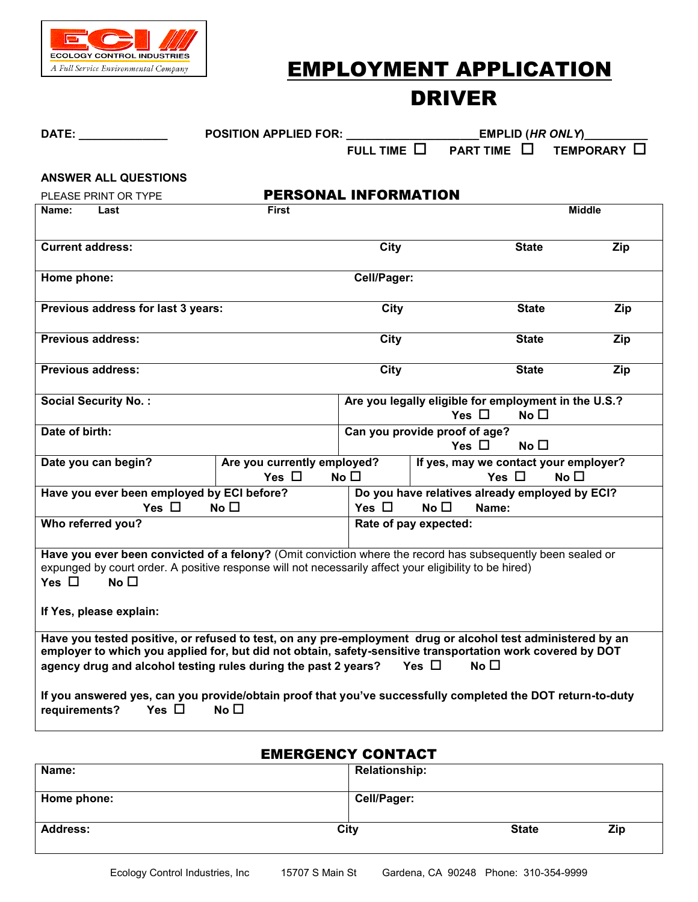ECI ECOLOGY CONTROL INDUSTRIES
*A Full Service Environmental Company*

# EMPLOYMENT APPLICATION
# DRIVER

**DATE:** ______________ **POSITION APPLIED FOR:** ____________________ **EMPLID** (***HR ONLY***)__________

**FULL TIME** ☐ **PART TIME** ☐ **TEMPORARY** ☐

**ANSWER ALL QUESTIONS**

PLEASE PRINT OR TYPE

## PERSONAL INFORMATION

| | | | |
|---|---|---|---|
| **Name: Last** | **First** | | **Middle** |
| **Current address:** | **City** | **State** | **Zip** |
| **Home phone:** | **Cell/Pager:** | | |
| **Previous address for last 3 years:** | **City** | **State** | **Zip** |
| **Previous address:** | **City** | **State** | **Zip** |
| **Previous address:** | **City** | **State** | **Zip** |
| **Social Security No. :** | **Are you legally eligible for employment in the U.S.?** **Yes** ☐ **No** ☐ | | |
| **Date of birth:** | **Can you provide proof of age?** **Yes** ☐ **No** ☐ | | |
| **Date you can begin?** | **Are you currently employed?** **Yes** ☐ **No** ☐ | **If yes, may we contact your employer?** **Yes** ☐ **No** ☐ | |
| **Have you ever been employed by ECI before?** **Yes** ☐ **No** ☐ | **Do you have relatives already employed by ECI?** **Yes** ☐ **No** ☐ **Name:** | | |
| **Who referred you?** | **Rate of pay expected:** | | |

**Have you ever been convicted of a felony?** (Omit conviction where the record has subsequently been sealed or expunged by court order. A positive response will not necessarily affect your eligibility to be hired)

**Yes** ☐ **No** ☐

**If Yes, please explain:**

**Have you tested positive, or refused to test, on any pre-employment drug or alcohol test administered by an employer to which you applied for, but did not obtain, safety-sensitive transportation work covered by DOT agency drug and alcohol testing rules during the past 2 years?** **Yes** ☐ **No** ☐

**If you answered yes, can you provide/obtain proof that you've successfully completed the DOT return-to-duty requirements?** **Yes** ☐ **No** ☐

## EMERGENCY CONTACT

| | | | |
|---|---|---|---|
| **Name:** | **Relationship:** | | |
| **Home phone:** | **Cell/Pager:** | | |
| **Address:** | **City** | **State** | **Zip** |

Ecology Control Industries, Inc 15707 S Main St Gardena, CA 90248 Phone: 310-354-9999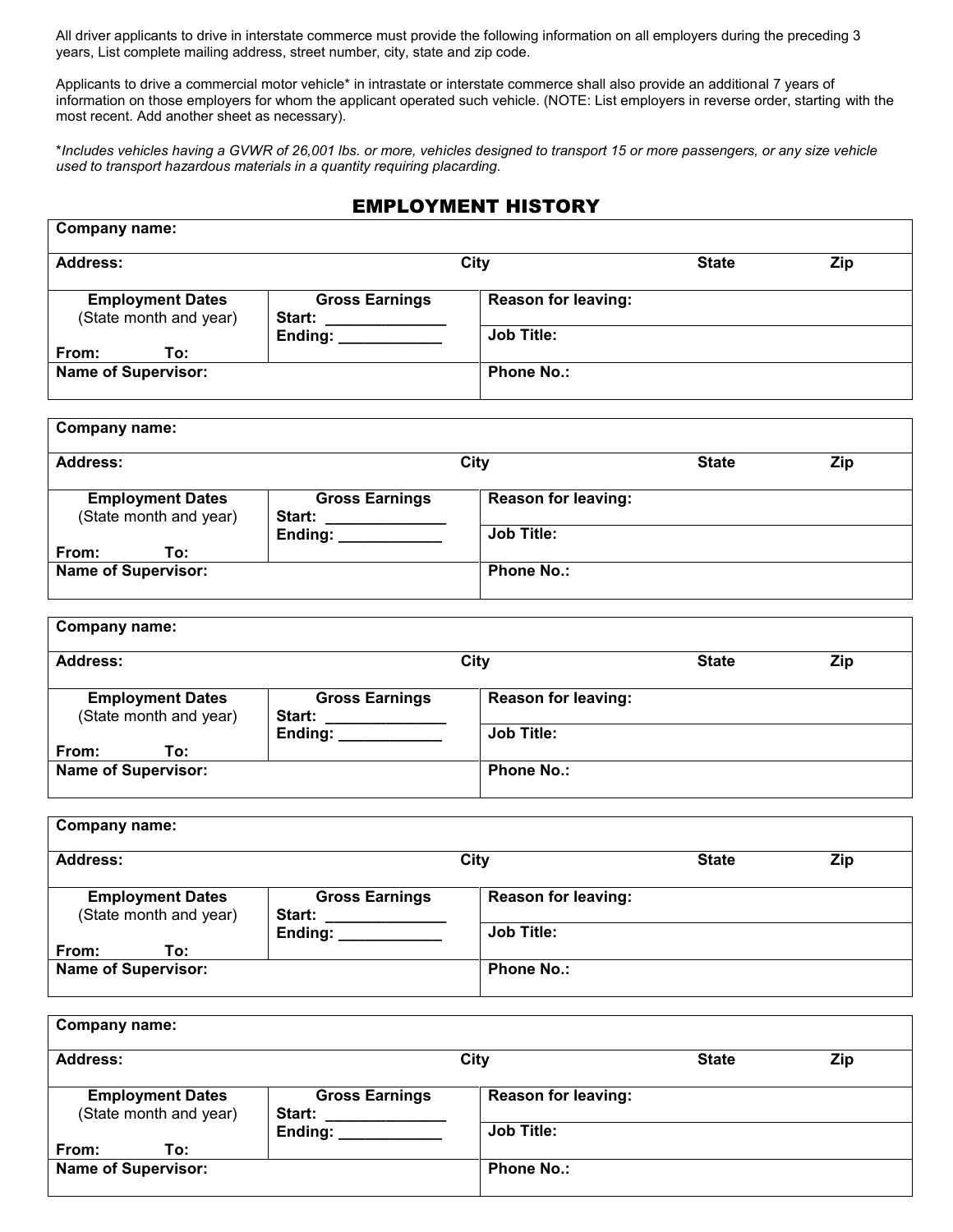All driver applicants to drive in interstate commerce must provide the following information on all employers during the preceding 3 years, List complete mailing address, street number, city, state and zip code.

Applicants to drive a commercial motor vehicle* in intrastate or interstate commerce shall also provide an additional 7 years of information on those employers for whom the applicant operated such vehicle. (NOTE: List employers in reverse order, starting with the most recent. Add another sheet as necessary).

*\*Includes vehicles having a GVWR of 26,001 lbs. or more, vehicles designed to transport 15 or more passengers, or any size vehicle used to transport hazardous materials in a quantity requiring placarding.*

## EMPLOYMENT HISTORY

| **Company name:** | | | | |
|---|---|---|---|---|
| **Address:** | **City** | | **State** | **Zip** |
| **Employment Dates** (State month and year) **From: To:** | **Gross Earnings** **Start:** ______________ **Ending:** ____________ | **Reason for leaving:** | | |
| | | **Job Title:** | | |
| **Name of Supervisor:** | | **Phone No.:** | | |

| **Company name:** | | | | |
|---|---|---|---|---|
| **Address:** | **City** | | **State** | **Zip** |
| **Employment Dates** (State month and year) **From: To:** | **Gross Earnings** **Start:** ______________ **Ending:** ____________ | **Reason for leaving:** | | |
| | | **Job Title:** | | |
| **Name of Supervisor:** | | **Phone No.:** | | |

| **Company name:** | | | | |
|---|---|---|---|---|
| **Address:** | **City** | | **State** | **Zip** |
| **Employment Dates** (State month and year) **From: To:** | **Gross Earnings** **Start:** ______________ **Ending:** ____________ | **Reason for leaving:** | | |
| | | **Job Title:** | | |
| **Name of Supervisor:** | | **Phone No.:** | | |

| **Company name:** | | | | |
|---|---|---|---|---|
| **Address:** | **City** | | **State** | **Zip** |
| **Employment Dates** (State month and year) **From: To:** | **Gross Earnings** **Start:** ______________ **Ending:** ____________ | **Reason for leaving:** | | |
| | | **Job Title:** | | |
| **Name of Supervisor:** | | **Phone No.:** | | |

| **Company name:** | | | | |
|---|---|---|---|---|
| **Address:** | **City** | | **State** | **Zip** |
| **Employment Dates** (State month and year) **From: To:** | **Gross Earnings** **Start:** ______________ **Ending:** ____________ | **Reason for leaving:** | | |
| | | **Job Title:** | | |
| **Name of Supervisor:** | | **Phone No.:** | | |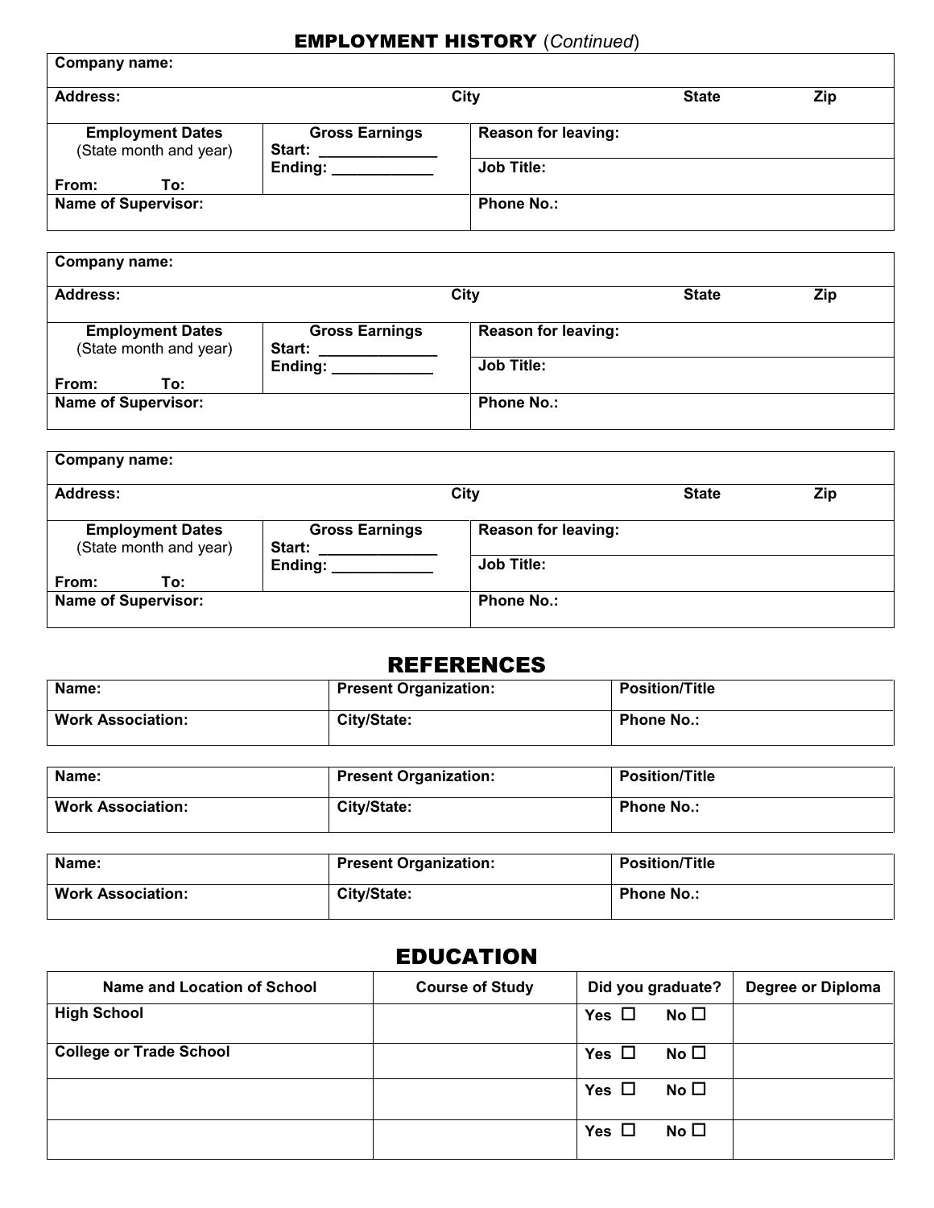## EMPLOYMENT HISTORY (*Continued*)

| **Company name:** | | | | |
|---|---|---|---|---|
| **Address:** | | **City** | **State** | **Zip** |
| **Employment Dates** (State month and year) **From: To:** | **Gross Earnings** **Start:** ______________ **Ending:** ____________ | **Reason for leaving:** | | |
| | | **Job Title:** | | |
| **Name of Supervisor:** | | **Phone No.:** | | |

| **Company name:** | | | | |
|---|---|---|---|---|
| **Address:** | | **City** | **State** | **Zip** |
| **Employment Dates** (State month and year) **From: To:** | **Gross Earnings** **Start:** ______________ **Ending:** ____________ | **Reason for leaving:** | | |
| | | **Job Title:** | | |
| **Name of Supervisor:** | | **Phone No.:** | | |

| **Company name:** | | | | |
|---|---|---|---|---|
| **Address:** | | **City** | **State** | **Zip** |
| **Employment Dates** (State month and year) **From: To:** | **Gross Earnings** **Start:** ______________ **Ending:** ____________ | **Reason for leaving:** | | |
| | | **Job Title:** | | |
| **Name of Supervisor:** | | **Phone No.:** | | |

## REFERENCES

| **Name:** | **Present Organization:** | **Position/Title** |
|---|---|---|
| **Work Association:** | **City/State:** | **Phone No.:** |

| **Name:** | **Present Organization:** | **Position/Title** |
|---|---|---|
| **Work Association:** | **City/State:** | **Phone No.:** |

| **Name:** | **Present Organization:** | **Position/Title** |
|---|---|---|
| **Work Association:** | **City/State:** | **Phone No.:** |

## EDUCATION

| Name and Location of School | Course of Study | Did you graduate? | Degree or Diploma |
|---|---|---|---|
| **High School** | | **Yes** ☐ **No** ☐ | |
| **College or Trade School** | | **Yes** ☐ **No** ☐ | |
| | | **Yes** ☐ **No** ☐ | |
| | | **Yes** ☐ **No** ☐ | |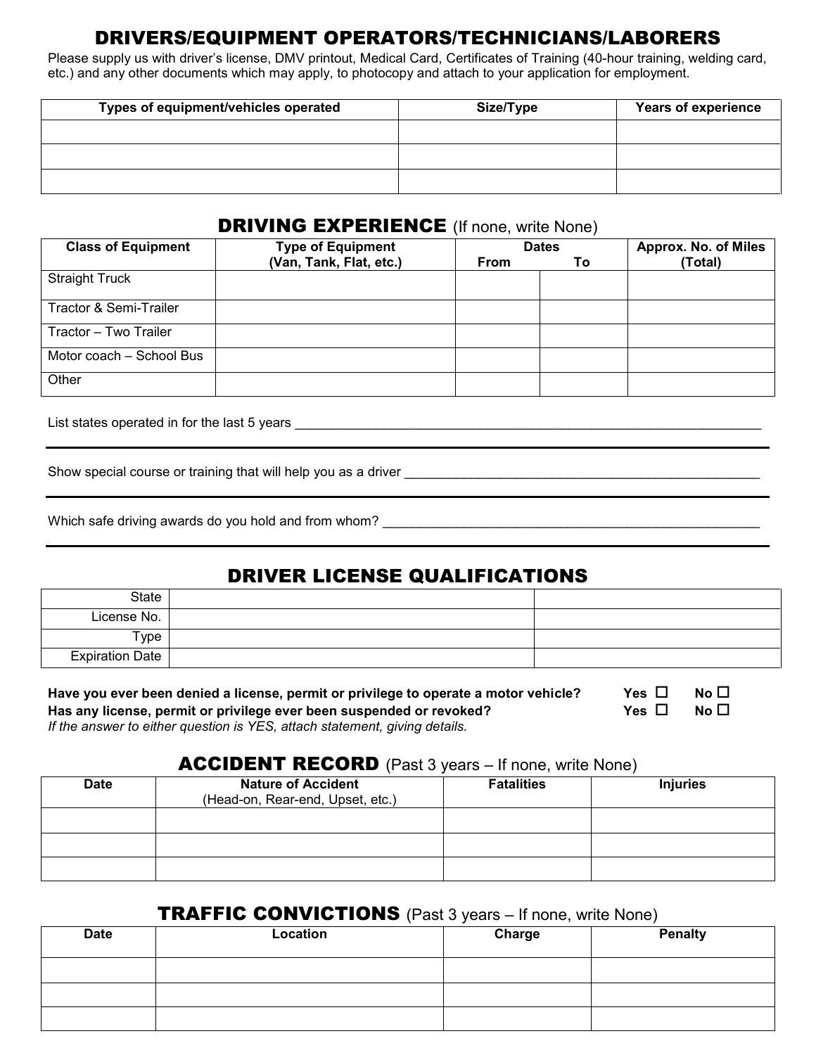## DRIVERS/EQUIPMENT OPERATORS/TECHNICIANS/LABORERS

Please supply us with driver's license, DMV printout, Medical Card, Certificates of Training (40-hour training, welding card, etc.) and any other documents which may apply, to photocopy and attach to your application for employment.

| Types of equipment/vehicles operated | Size/Type | Years of experience |
|---|---|---|
| | | |
| | | |
| | | |

## DRIVING EXPERIENCE (If none, write None)

| Class of Equipment | Type of Equipment (Van, Tank, Flat, etc.) | Dates | | Approx. No. of Miles (Total) |
|---|---|---|---|---|
| | | From | To | |
| Straight Truck | | | | |
| Tractor & Semi-Trailer | | | | |
| Tractor – Two Trailer | | | | |
| Motor coach – School Bus | | | | |
| Other | | | | |

List states operated in for the last 5 years ___________________________________________________________________

Show special course or training that will help you as a driver ___________________________________________________

Which safe driving awards do you hold and from whom? _____________________________________________________

## DRIVER LICENSE QUALIFICATIONS

| | | |
|---|---|---|
| State | | |
| License No. | | |
| Type | | |
| Expiration Date | | |

**Have you ever been denied a license, permit or privilege to operate a motor vehicle?** **Yes** ☐ **No** ☐

**Has any license, permit or privilege ever been suspended or revoked?** **Yes** ☐ **No** ☐

*If the answer to either question is YES, attach statement, giving details.*

## ACCIDENT RECORD (Past 3 years – If none, write None)

| Date | Nature of Accident (Head-on, Rear-end, Upset, etc.) | Fatalities | Injuries |
|---|---|---|---|
| | | | |
| | | | |
| | | | |

## TRAFFIC CONVICTIONS (Past 3 years – If none, write None)

| Date | Location | Charge | Penalty |
|---|---|---|---|
| | | | |
| | | | |
| | | | |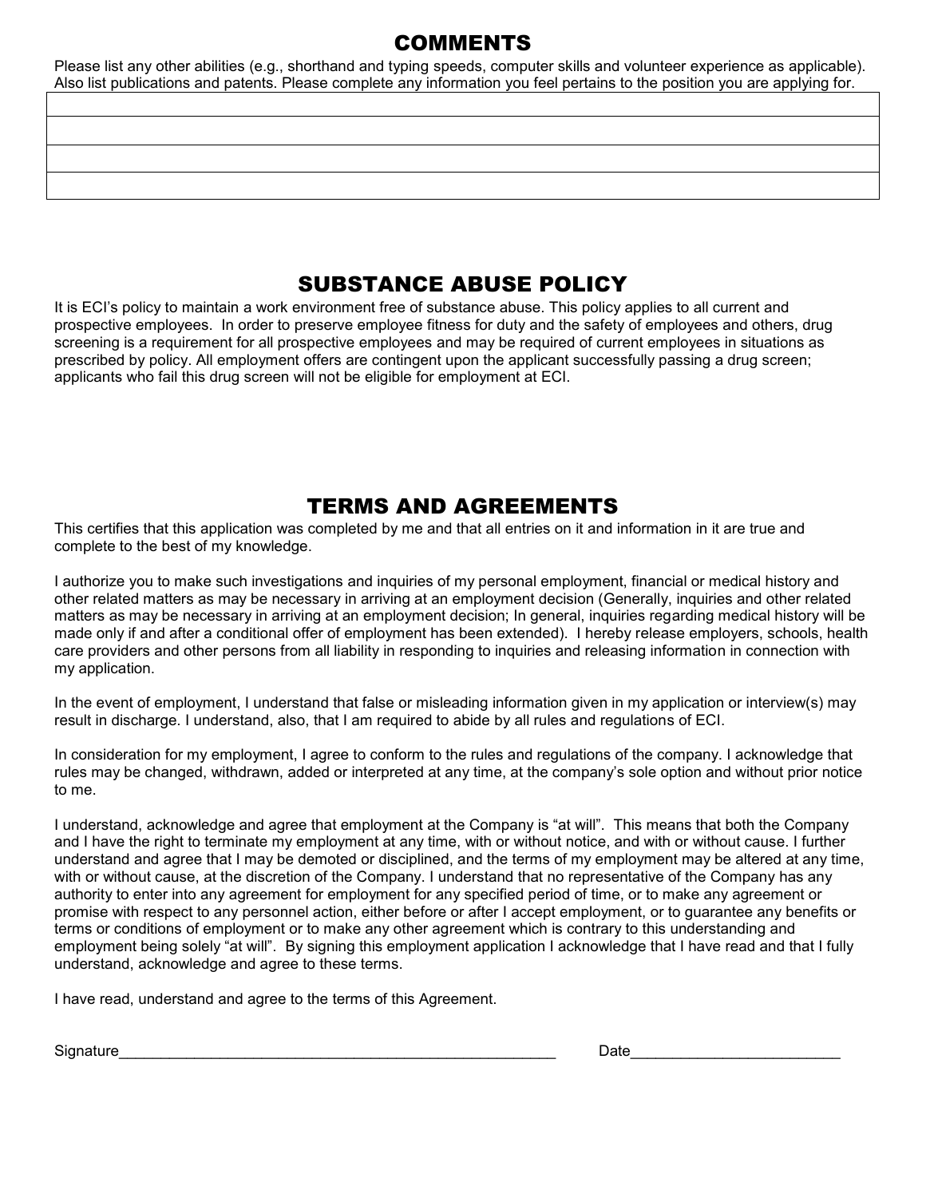## COMMENTS

Please list any other abilities (e.g., shorthand and typing speeds, computer skills and volunteer experience as applicable). Also list publications and patents. Please complete any information you feel pertains to the position you are applying for.

| |
|---|
| |
| |
| |

## SUBSTANCE ABUSE POLICY

It is ECI's policy to maintain a work environment free of substance abuse. This policy applies to all current and prospective employees. In order to preserve employee fitness for duty and the safety of employees and others, drug screening is a requirement for all prospective employees and may be required of current employees in situations as prescribed by policy. All employment offers are contingent upon the applicant successfully passing a drug screen; applicants who fail this drug screen will not be eligible for employment at ECI.

## TERMS AND AGREEMENTS

This certifies that this application was completed by me and that all entries on it and information in it are true and complete to the best of my knowledge.

I authorize you to make such investigations and inquiries of my personal employment, financial or medical history and other related matters as may be necessary in arriving at an employment decision (Generally, inquiries and other related matters as may be necessary in arriving at an employment decision; In general, inquiries regarding medical history will be made only if and after a conditional offer of employment has been extended). I hereby release employers, schools, health care providers and other persons from all liability in responding to inquiries and releasing information in connection with my application.

In the event of employment, I understand that false or misleading information given in my application or interview(s) may result in discharge. I understand, also, that I am required to abide by all rules and regulations of ECI.

In consideration for my employment, I agree to conform to the rules and regulations of the company. I acknowledge that rules may be changed, withdrawn, added or interpreted at any time, at the company's sole option and without prior notice to me.

I understand, acknowledge and agree that employment at the Company is "at will". This means that both the Company and I have the right to terminate my employment at any time, with or without notice, and with or without cause. I further understand and agree that I may be demoted or disciplined, and the terms of my employment may be altered at any time, with or without cause, at the discretion of the Company. I understand that no representative of the Company has any authority to enter into any agreement for employment for any specified period of time, or to make any agreement or promise with respect to any personnel action, either before or after I accept employment, or to guarantee any benefits or terms or conditions of employment or to make any other agreement which is contrary to this understanding and employment being solely "at will". By signing this employment application I acknowledge that I have read and that I fully understand, acknowledge and agree to these terms.

I have read, understand and agree to the terms of this Agreement.

Signature_______________________________________________________ Date_________________________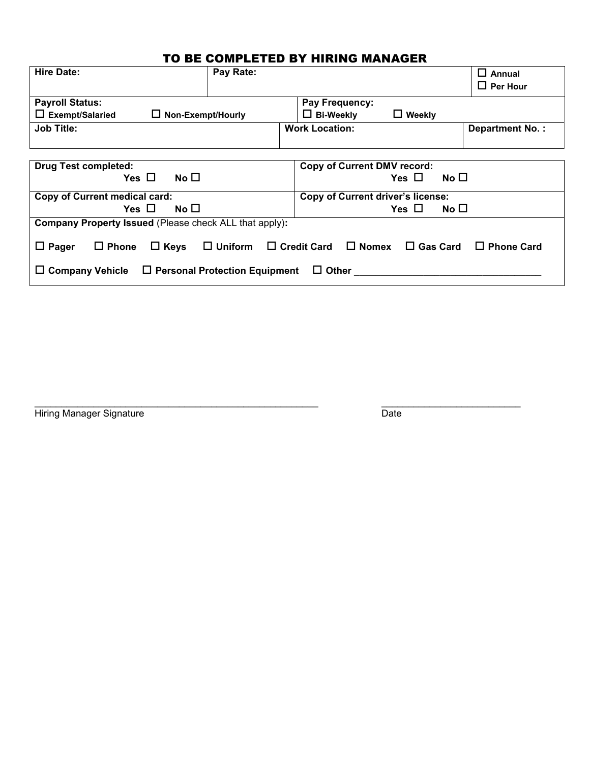# TO BE COMPLETED BY HIRING MANAGER

| | | |
|---|---|---|
| **Hire Date:** | **Pay Rate:** | ☐ **Annual** ☐ **Per Hour** |
| **Payroll Status:** ☐ **Exempt/Salaried** ☐ **Non-Exempt/Hourly** | **Pay Frequency:** ☐ **Bi-Weekly** ☐ **Weekly** | |
| **Job Title:** | **Work Location:** | **Department No. :** |

| | |
|---|---|
| **Drug Test completed:** **Yes** ☐ **No** ☐ | **Copy of Current DMV record:** **Yes** ☐ **No** ☐ |
| **Copy of Current medical card:** **Yes** ☐ **No** ☐ | **Copy of Current driver's license:** **Yes** ☐ **No** ☐ |

**Company Property Issued** (Please check ALL that apply)**:**

☐ **Pager** ☐ **Phone** ☐ **Keys** ☐ **Uniform** ☐ **Credit Card** ☐ **Nomex** ☐ **Gas Card** ☐ **Phone Card**

☐ **Company Vehicle** ☐ **Personal Protection Equipment** ☐ **Other** __________________________________

_____________________________________________________ ___________________________

Hiring Manager Signature Date